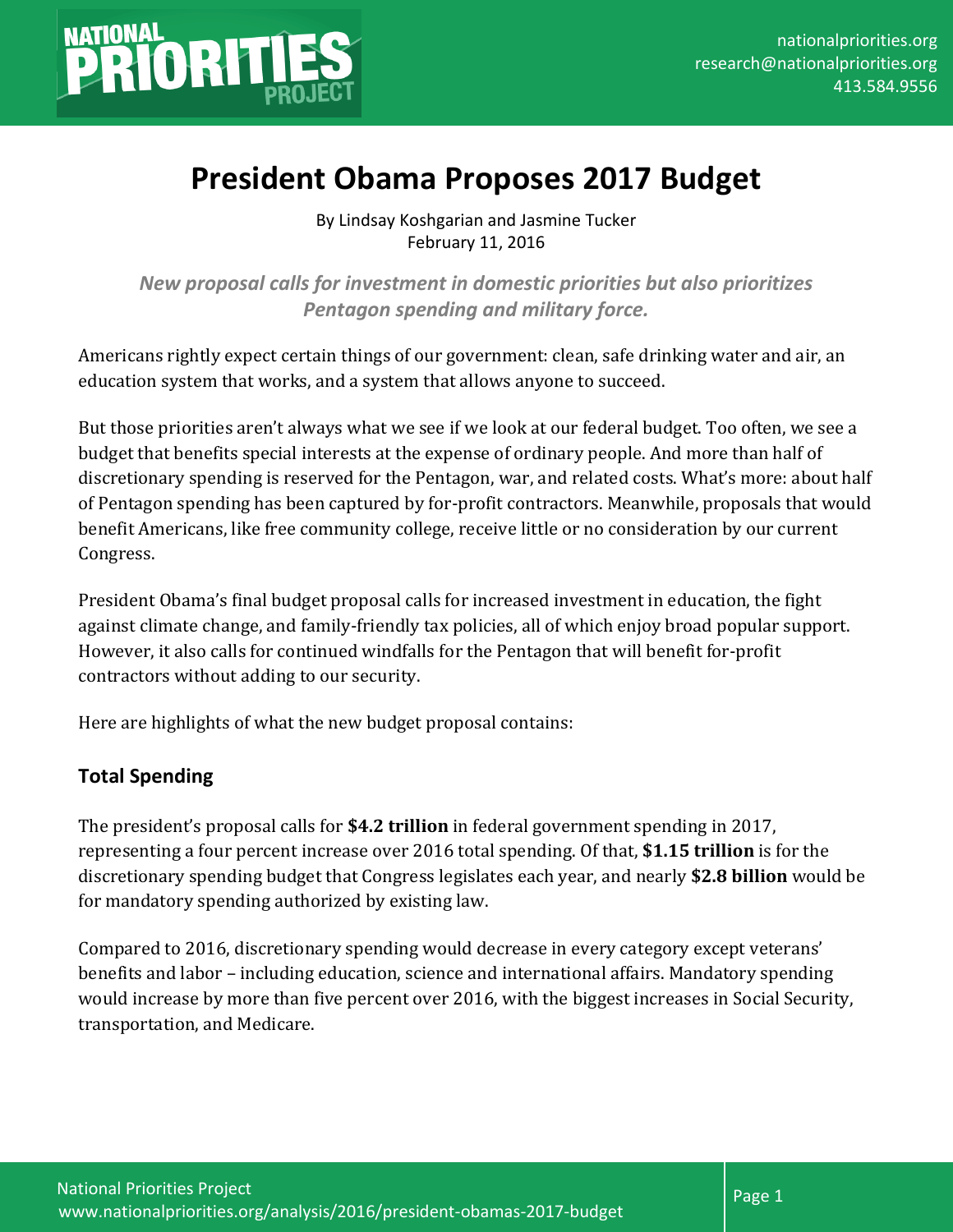# President Obama Proposes 2017 Budget

By Lindsay Koshgarian and Jasmine Tucker
February 11, 2016

***New proposal calls for investment in domestic priorities but also prioritizes Pentagon spending and military force.***

Americans rightly expect certain things of our government: clean, safe drinking water and air, an education system that works, and a system that allows anyone to succeed.

But those priorities aren't always what we see if we look at our federal budget. Too often, we see a budget that benefits special interests at the expense of ordinary people. And more than half of discretionary spending is reserved for the Pentagon, war, and related costs. What's more: about half of Pentagon spending has been captured by for-profit contractors. Meanwhile, proposals that would benefit Americans, like free community college, receive little or no consideration by our current Congress.

President Obama's final budget proposal calls for increased investment in education, the fight against climate change, and family-friendly tax policies, all of which enjoy broad popular support. However, it also calls for continued windfalls for the Pentagon that will benefit for-profit contractors without adding to our security.

Here are highlights of what the new budget proposal contains:

## Total Spending

The president's proposal calls for **$4.2 trillion** in federal government spending in 2017, representing a four percent increase over 2016 total spending. Of that, **$1.15 trillion** is for the discretionary spending budget that Congress legislates each year, and nearly **$2.8 billion** would be for mandatory spending authorized by existing law.

Compared to 2016, discretionary spending would decrease in every category except veterans' benefits and labor – including education, science and international affairs. Mandatory spending would increase by more than five percent over 2016, with the biggest increases in Social Security, transportation, and Medicare.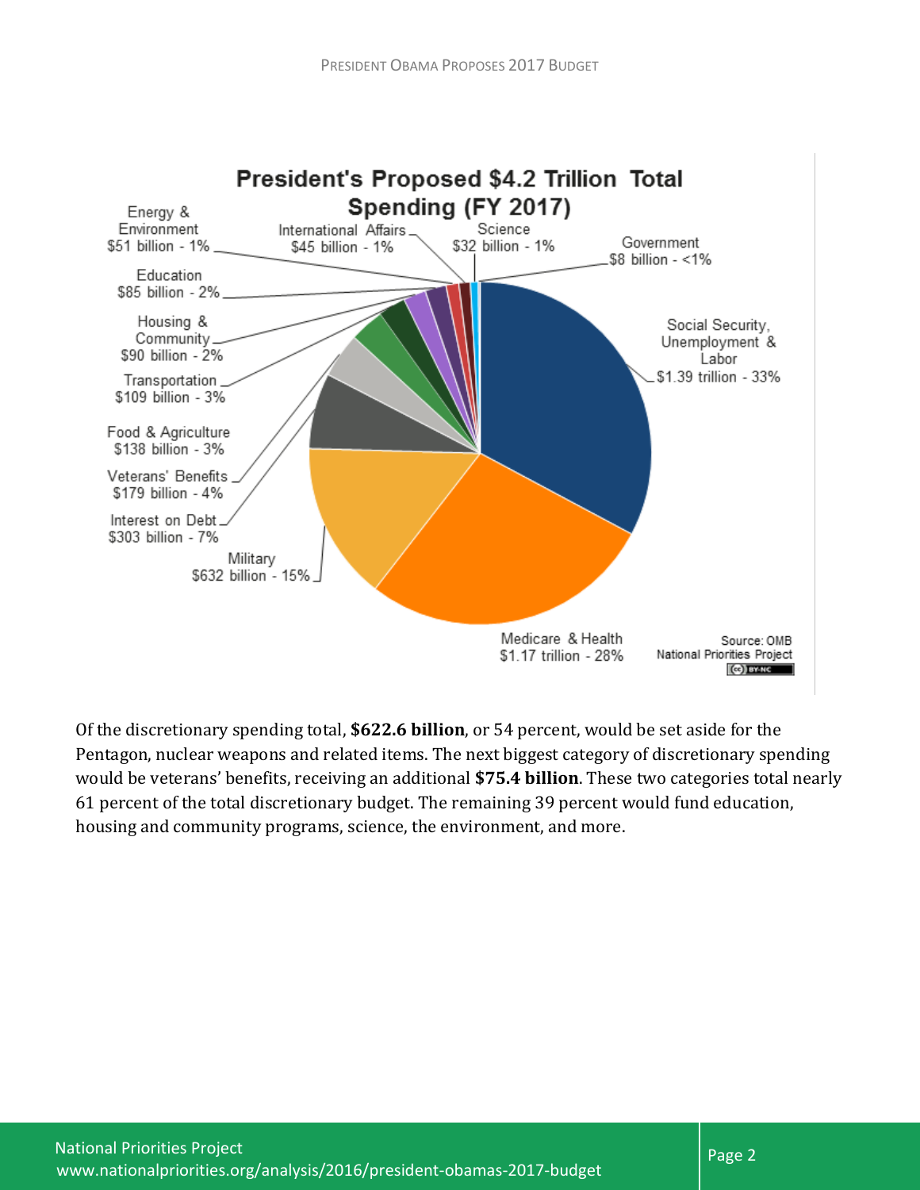**President's Proposed $4.2 Trillion Total Spending (FY 2017)**

| Category | Amount | Share |
| --- | --- | --- |
| Social Security, Unemployment & Labor | $1.39 trillion | 33% |
| Medicare & Health | $1.17 trillion | 28% |
| Military | $632 billion | 15% |
| Interest on Debt | $303 billion | 7% |
| Veterans' Benefits | $179 billion | 4% |
| Food & Agriculture | $138 billion | 3% |
| Transportation | $109 billion | 3% |
| Housing & Community | $90 billion | 2% |
| Education | $85 billion | 2% |
| Energy & Environment | $51 billion | 1% |
| International Affairs | $45 billion | 1% |
| Science | $32 billion | 1% |
| Government | $8 billion | <1% |

Source: OMB
National Priorities Project

Of the discretionary spending total, **$622.6 billion**, or 54 percent, would be set aside for the Pentagon, nuclear weapons and related items. The next biggest category of discretionary spending would be veterans' benefits, receiving an additional **$75.4 billion**. These two categories total nearly 61 percent of the total discretionary budget. The remaining 39 percent would fund education, housing and community programs, science, the environment, and more.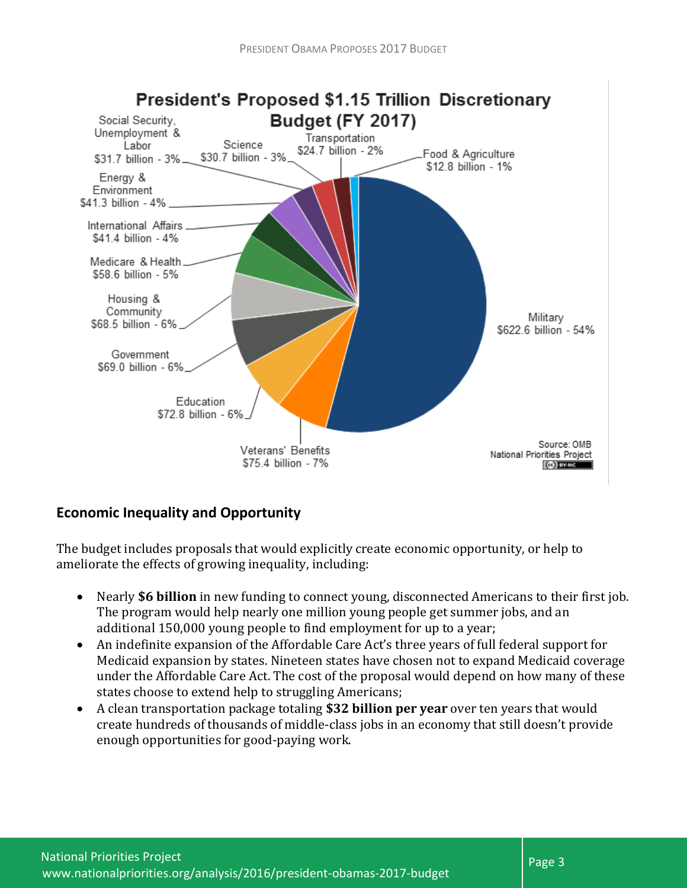**President's Proposed $1.15 Trillion Discretionary Budget (FY 2017)**

- Military: $622.6 billion - 54%
- Veterans' Benefits: $75.4 billion - 7%
- Education: $72.8 billion - 6%
- Government: $69.0 billion - 6%
- Housing & Community: $68.5 billion - 6%
- Medicare & Health: $58.6 billion - 5%
- International Affairs: $41.4 billion - 4%
- Energy & Environment: $41.3 billion - 4%
- Social Security, Unemployment & Labor: $31.7 billion - 3%
- Science: $30.7 billion - 3%
- Transportation: $24.7 billion - 2%
- Food & Agriculture: $12.8 billion - 1%

Source: OMB
National Priorities Project

## Economic Inequality and Opportunity

The budget includes proposals that would explicitly create economic opportunity, or help to ameliorate the effects of growing inequality, including:

- Nearly **$6 billion** in new funding to connect young, disconnected Americans to their first job. The program would help nearly one million young people get summer jobs, and an additional 150,000 young people to find employment for up to a year;
- An indefinite expansion of the Affordable Care Act's three years of full federal support for Medicaid expansion by states. Nineteen states have chosen not to expand Medicaid coverage under the Affordable Care Act. The cost of the proposal would depend on how many of these states choose to extend help to struggling Americans;
- A clean transportation package totaling **$32 billion per year** over ten years that would create hundreds of thousands of middle-class jobs in an economy that still doesn't provide enough opportunities for good-paying work.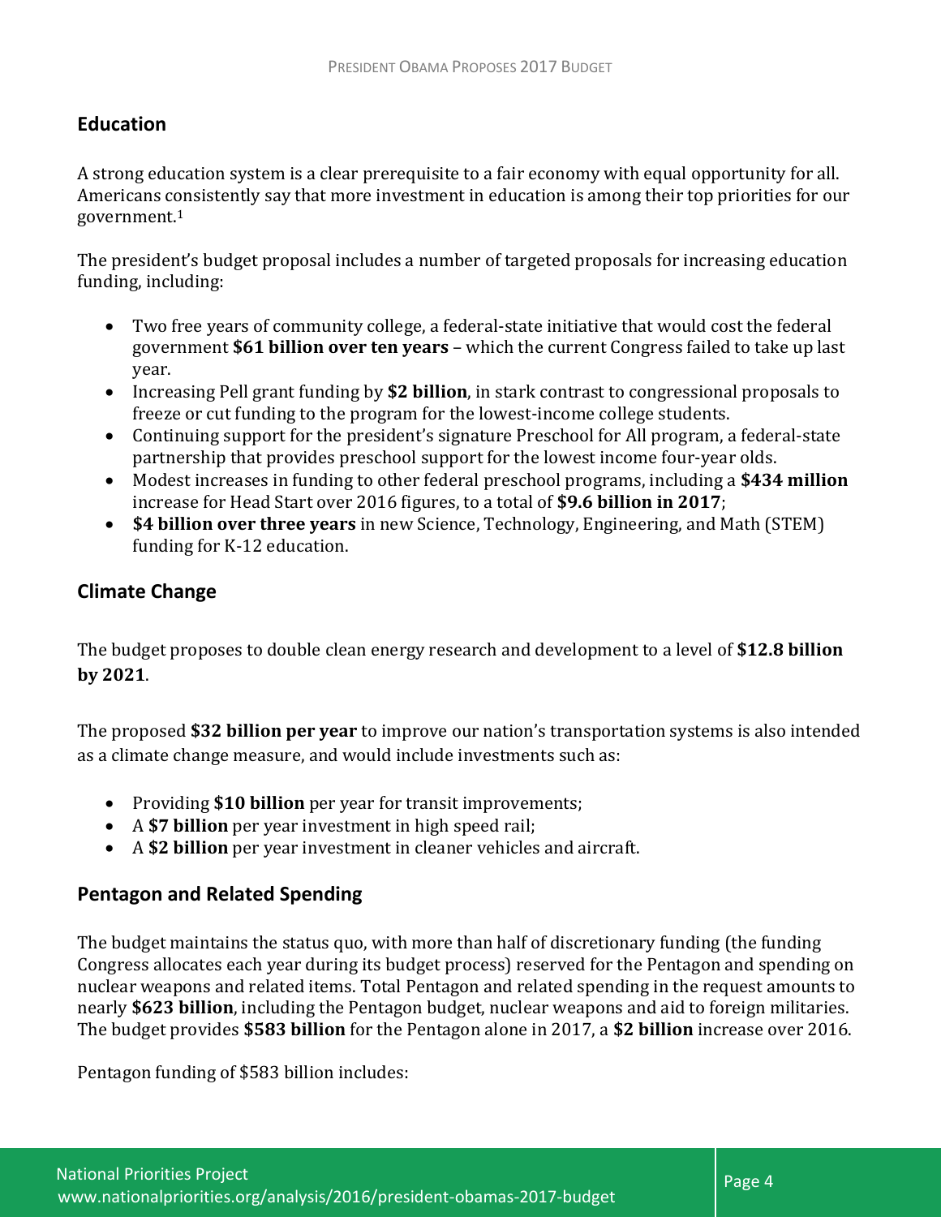## Education

A strong education system is a clear prerequisite to a fair economy with equal opportunity for all. Americans consistently say that more investment in education is among their top priorities for our government.[1]

The president's budget proposal includes a number of targeted proposals for increasing education funding, including:

- Two free years of community college, a federal-state initiative that would cost the federal government **$61 billion over ten years** – which the current Congress failed to take up last year.
- Increasing Pell grant funding by **$2 billion**, in stark contrast to congressional proposals to freeze or cut funding to the program for the lowest-income college students.
- Continuing support for the president's signature Preschool for All program, a federal-state partnership that provides preschool support for the lowest income four-year olds.
- Modest increases in funding to other federal preschool programs, including a **$434 million** increase for Head Start over 2016 figures, to a total of **$9.6 billion in 2017**;
- **$4 billion over three years** in new Science, Technology, Engineering, and Math (STEM) funding for K-12 education.

## Climate Change

The budget proposes to double clean energy research and development to a level of **$12.8 billion by 2021**.

The proposed **$32 billion per year** to improve our nation's transportation systems is also intended as a climate change measure, and would include investments such as:

- Providing **$10 billion** per year for transit improvements;
- A **$7 billion** per year investment in high speed rail;
- A **$2 billion** per year investment in cleaner vehicles and aircraft.

## Pentagon and Related Spending

The budget maintains the status quo, with more than half of discretionary funding (the funding Congress allocates each year during its budget process) reserved for the Pentagon and spending on nuclear weapons and related items. Total Pentagon and related spending in the request amounts to nearly **$623 billion**, including the Pentagon budget, nuclear weapons and aid to foreign militaries. The budget provides **$583 billion** for the Pentagon alone in 2017, a **$2 billion** increase over 2016.

Pentagon funding of $583 billion includes: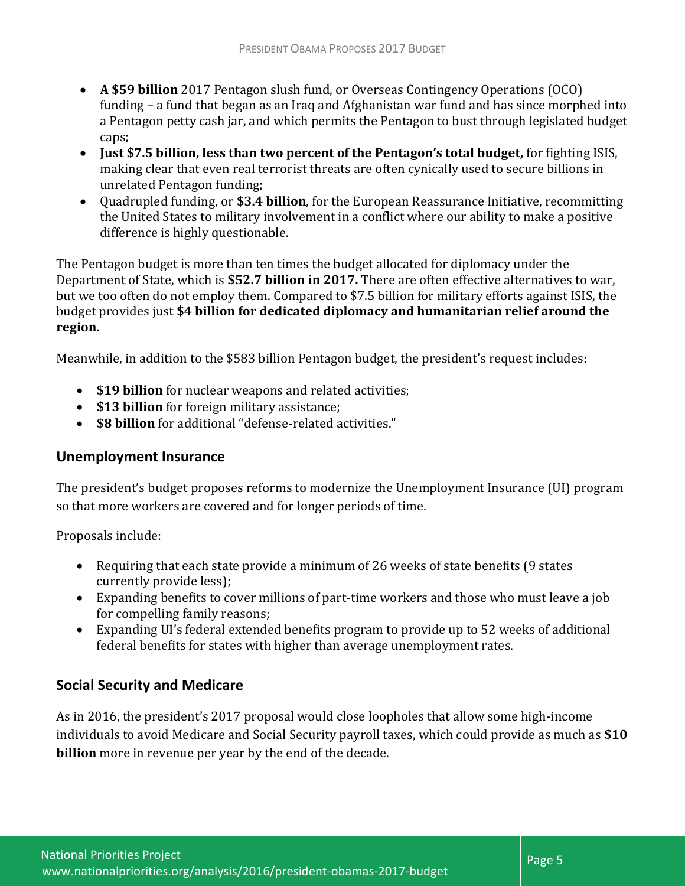- **A $59 billion** 2017 Pentagon slush fund, or Overseas Contingency Operations (OCO) funding – a fund that began as an Iraq and Afghanistan war fund and has since morphed into a Pentagon petty cash jar, and which permits the Pentagon to bust through legislated budget caps;
- **Just $7.5 billion, less than two percent of the Pentagon's total budget,** for fighting ISIS, making clear that even real terrorist threats are often cynically used to secure billions in unrelated Pentagon funding;
- Quadrupled funding, or **$3.4 billion**, for the European Reassurance Initiative, recommitting the United States to military involvement in a conflict where our ability to make a positive difference is highly questionable.

The Pentagon budget is more than ten times the budget allocated for diplomacy under the Department of State, which is **$52.7 billion in 2017.** There are often effective alternatives to war, but we too often do not employ them. Compared to $7.5 billion for military efforts against ISIS, the budget provides just **$4 billion for dedicated diplomacy and humanitarian relief around the region.**

Meanwhile, in addition to the $583 billion Pentagon budget, the president's request includes:

- **$19 billion** for nuclear weapons and related activities;
- **$13 billion** for foreign military assistance;
- **$8 billion** for additional "defense-related activities."

## Unemployment Insurance

The president's budget proposes reforms to modernize the Unemployment Insurance (UI) program so that more workers are covered and for longer periods of time.

Proposals include:

- Requiring that each state provide a minimum of 26 weeks of state benefits (9 states currently provide less);
- Expanding benefits to cover millions of part-time workers and those who must leave a job for compelling family reasons;
- Expanding UI's federal extended benefits program to provide up to 52 weeks of additional federal benefits for states with higher than average unemployment rates.

## Social Security and Medicare

As in 2016, the president's 2017 proposal would close loopholes that allow some high-income individuals to avoid Medicare and Social Security payroll taxes, which could provide as much as **$10 billion** more in revenue per year by the end of the decade.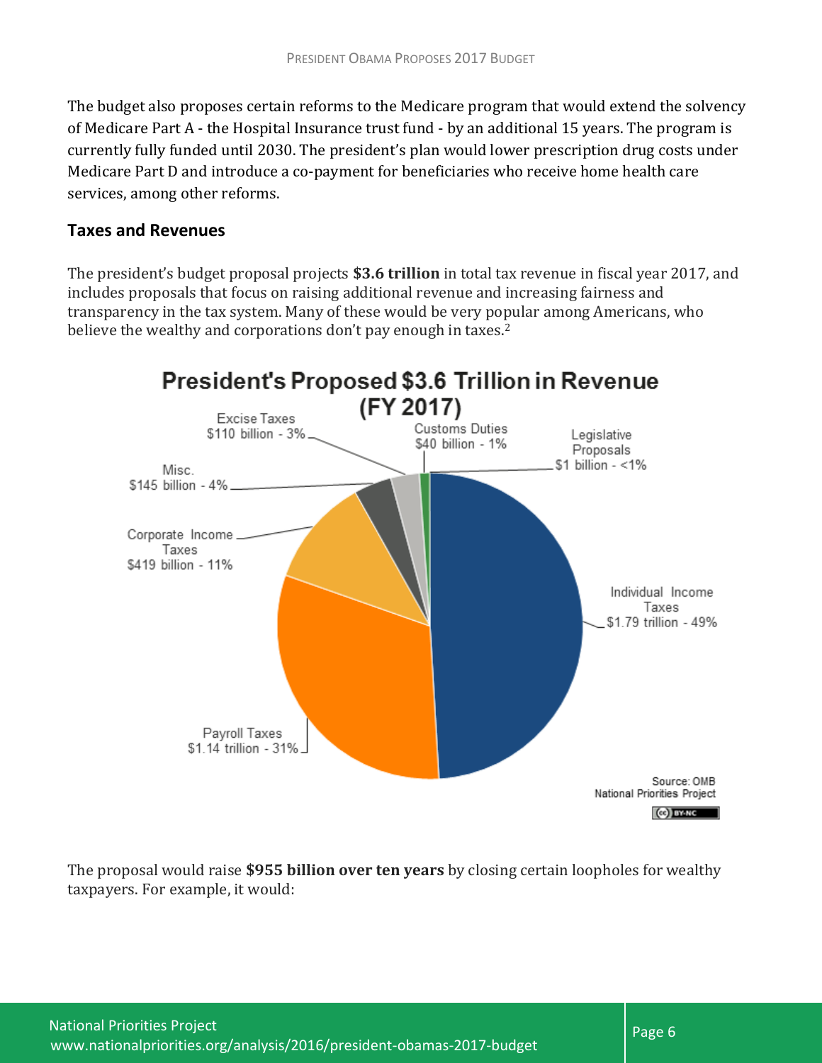The budget also proposes certain reforms to the Medicare program that would extend the solvency of Medicare Part A - the Hospital Insurance trust fund - by an additional 15 years. The program is currently fully funded until 2030. The president's plan would lower prescription drug costs under Medicare Part D and introduce a co-payment for beneficiaries who receive home health care services, among other reforms.

## Taxes and Revenues

The president's budget proposal projects **$3.6 trillion** in total tax revenue in fiscal year 2017, and includes proposals that focus on raising additional revenue and increasing fairness and transparency in the tax system. Many of these would be very popular among Americans, who believe the wealthy and corporations don't pay enough in taxes.[2]

**President's Proposed $3.6 Trillion in Revenue (FY 2017)**

- Individual Income Taxes: $1.79 trillion - 49%
- Payroll Taxes: $1.14 trillion - 31%
- Corporate Income Taxes: $419 billion - 11%
- Misc.: $145 billion - 4%
- Excise Taxes: $110 billion - 3%
- Customs Duties: $40 billion - 1%
- Legislative Proposals: $1 billion - <1%

Source: OMB
National Priorities Project

The proposal would raise **$955 billion over ten years** by closing certain loopholes for wealthy taxpayers. For example, it would: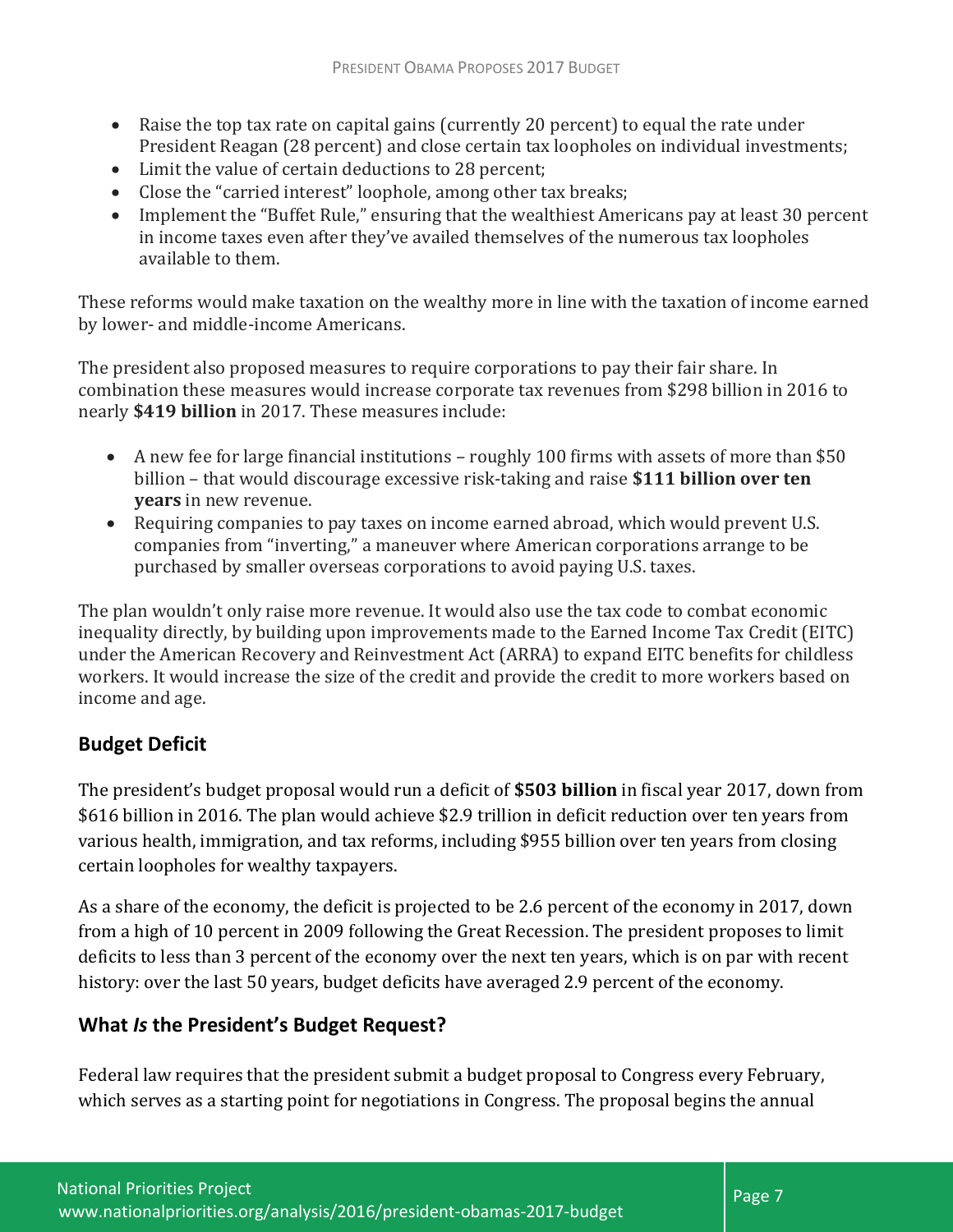- Raise the top tax rate on capital gains (currently 20 percent) to equal the rate under President Reagan (28 percent) and close certain tax loopholes on individual investments;
- Limit the value of certain deductions to 28 percent;
- Close the "carried interest" loophole, among other tax breaks;
- Implement the "Buffet Rule," ensuring that the wealthiest Americans pay at least 30 percent in income taxes even after they've availed themselves of the numerous tax loopholes available to them.

These reforms would make taxation on the wealthy more in line with the taxation of income earned by lower- and middle-income Americans.

The president also proposed measures to require corporations to pay their fair share. In combination these measures would increase corporate tax revenues from $298 billion in 2016 to nearly **$419 billion** in 2017. These measures include:

- A new fee for large financial institutions – roughly 100 firms with assets of more than $50 billion – that would discourage excessive risk-taking and raise **$111 billion over ten years** in new revenue.
- Requiring companies to pay taxes on income earned abroad, which would prevent U.S. companies from "inverting," a maneuver where American corporations arrange to be purchased by smaller overseas corporations to avoid paying U.S. taxes.

The plan wouldn't only raise more revenue. It would also use the tax code to combat economic inequality directly, by building upon improvements made to the Earned Income Tax Credit (EITC) under the American Recovery and Reinvestment Act (ARRA) to expand EITC benefits for childless workers. It would increase the size of the credit and provide the credit to more workers based on income and age.

## Budget Deficit

The president's budget proposal would run a deficit of **$503 billion** in fiscal year 2017, down from $616 billion in 2016. The plan would achieve $2.9 trillion in deficit reduction over ten years from various health, immigration, and tax reforms, including $955 billion over ten years from closing certain loopholes for wealthy taxpayers.

As a share of the economy, the deficit is projected to be 2.6 percent of the economy in 2017, down from a high of 10 percent in 2009 following the Great Recession. The president proposes to limit deficits to less than 3 percent of the economy over the next ten years, which is on par with recent history: over the last 50 years, budget deficits have averaged 2.9 percent of the economy.

## What *Is* the President's Budget Request?

Federal law requires that the president submit a budget proposal to Congress every February, which serves as a starting point for negotiations in Congress. The proposal begins the annual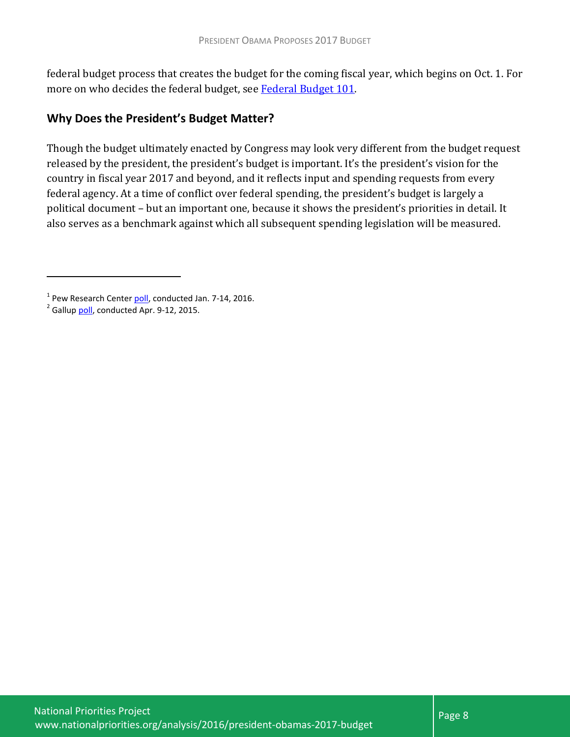federal budget process that creates the budget for the coming fiscal year, which begins on Oct. 1. For more on who decides the federal budget, see Federal Budget 101.

## Why Does the President's Budget Matter?

Though the budget ultimately enacted by Congress may look very different from the budget request released by the president, the president's budget is important. It's the president's vision for the country in fiscal year 2017 and beyond, and it reflects input and spending requests from every federal agency. At a time of conflict over federal spending, the president's budget is largely a political document – but an important one, because it shows the president's priorities in detail. It also serves as a benchmark against which all subsequent spending legislation will be measured.

---

[1] Pew Research Center poll, conducted Jan. 7-14, 2016.
[2] Gallup poll, conducted Apr. 9-12, 2015.